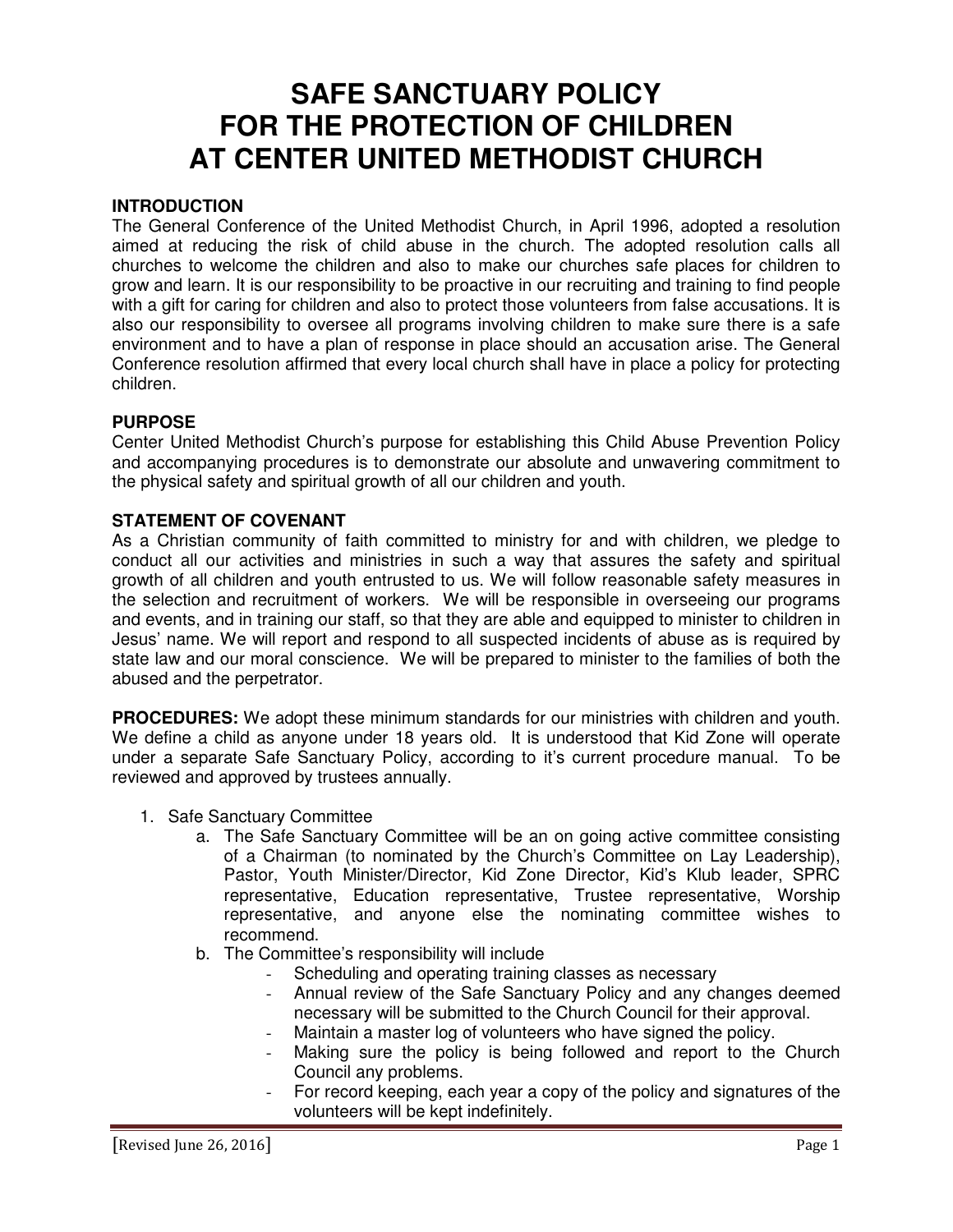# SAFE SANCTUARY POLICY FOR THE PROTECTION OF CHILDREN AT CENTER UNITED METHODIST CHURCH

**INTRODUCTION**

The General Conference of the United Methodist Church, in April 1996, adopted a resolution aimed at reducing the risk of child abuse in the church. The adopted resolution calls all churches to welcome the children and also to make our churches safe places for children to grow and learn. It is our responsibility to be proactive in our recruiting and training to find people with a gift for caring for children and also to protect those volunteers from false accusations. It is also our responsibility to oversee all programs involving children to make sure there is a safe environment and to have a plan of response in place should an accusation arise. The General Conference resolution affirmed that every local church shall have in place a policy for protecting children.

**PURPOSE**

Center United Methodist Church's purpose for establishing this Child Abuse Prevention Policy and accompanying procedures is to demonstrate our absolute and unwavering commitment to the physical safety and spiritual growth of all our children and youth.

**STATEMENT OF COVENANT**

As a Christian community of faith committed to ministry for and with children, we pledge to conduct all our activities and ministries in such a way that assures the safety and spiritual growth of all children and youth entrusted to us. We will follow reasonable safety measures in the selection and recruitment of workers. We will be responsible in overseeing our programs and events, and in training our staff, so that they are able and equipped to minister to children in Jesus' name. We will report and respond to all suspected incidents of abuse as is required by state law and our moral conscience. We will be prepared to minister to the families of both the abused and the perpetrator.

**PROCEDURES:** We adopt these minimum standards for our ministries with children and youth. We define a child as anyone under 18 years old. It is understood that Kid Zone will operate under a separate Safe Sanctuary Policy, according to it's current procedure manual. To be reviewed and approved by trustees annually.

1. Safe Sanctuary Committee
   a. The Safe Sanctuary Committee will be an on going active committee consisting of a Chairman (to nominated by the Church's Committee on Lay Leadership), Pastor, Youth Minister/Director, Kid Zone Director, Kid's Klub leader, SPRC representative, Education representative, Trustee representative, Worship representative, and anyone else the nominating committee wishes to recommend.
   b. The Committee's responsibility will include
      - Scheduling and operating training classes as necessary
      - Annual review of the Safe Sanctuary Policy and any changes deemed necessary will be submitted to the Church Council for their approval.
      - Maintain a master log of volunteers who have signed the policy.
      - Making sure the policy is being followed and report to the Church Council any problems.
      - For record keeping, each year a copy of the policy and signatures of the volunteers will be kept indefinitely.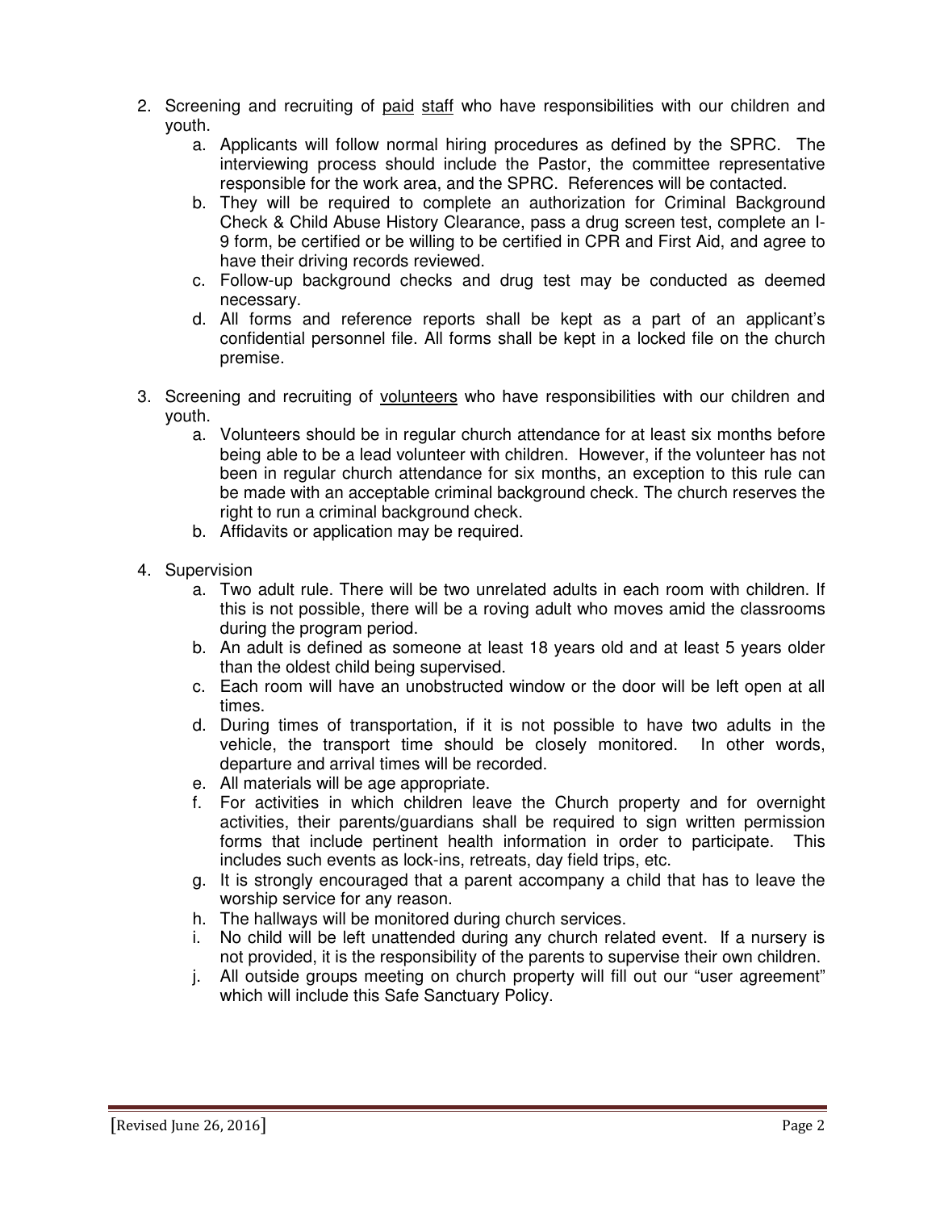2. Screening and recruiting of <u>paid</u> <u>staff</u> who have responsibilities with our children and youth.
    a. Applicants will follow normal hiring procedures as defined by the SPRC. The interviewing process should include the Pastor, the committee representative responsible for the work area, and the SPRC. References will be contacted.
    b. They will be required to complete an authorization for Criminal Background Check & Child Abuse History Clearance, pass a drug screen test, complete an I-9 form, be certified or be willing to be certified in CPR and First Aid, and agree to have their driving records reviewed.
    c. Follow-up background checks and drug test may be conducted as deemed necessary.
    d. All forms and reference reports shall be kept as a part of an applicant's confidential personnel file. All forms shall be kept in a locked file on the church premise.

3. Screening and recruiting of <u>volunteers</u> who have responsibilities with our children and youth.
    a. Volunteers should be in regular church attendance for at least six months before being able to be a lead volunteer with children. However, if the volunteer has not been in regular church attendance for six months, an exception to this rule can be made with an acceptable criminal background check. The church reserves the right to run a criminal background check.
    b. Affidavits or application may be required.

4. Supervision
    a. Two adult rule. There will be two unrelated adults in each room with children. If this is not possible, there will be a roving adult who moves amid the classrooms during the program period.
    b. An adult is defined as someone at least 18 years old and at least 5 years older than the oldest child being supervised.
    c. Each room will have an unobstructed window or the door will be left open at all times.
    d. During times of transportation, if it is not possible to have two adults in the vehicle, the transport time should be closely monitored. In other words, departure and arrival times will be recorded.
    e. All materials will be age appropriate.
    f. For activities in which children leave the Church property and for overnight activities, their parents/guardians shall be required to sign written permission forms that include pertinent health information in order to participate. This includes such events as lock-ins, retreats, day field trips, etc.
    g. It is strongly encouraged that a parent accompany a child that has to leave the worship service for any reason.
    h. The hallways will be monitored during church services.
    i. No child will be left unattended during any church related event. If a nursery is not provided, it is the responsibility of the parents to supervise their own children.
    j. All outside groups meeting on church property will fill out our "user agreement" which will include this Safe Sanctuary Policy.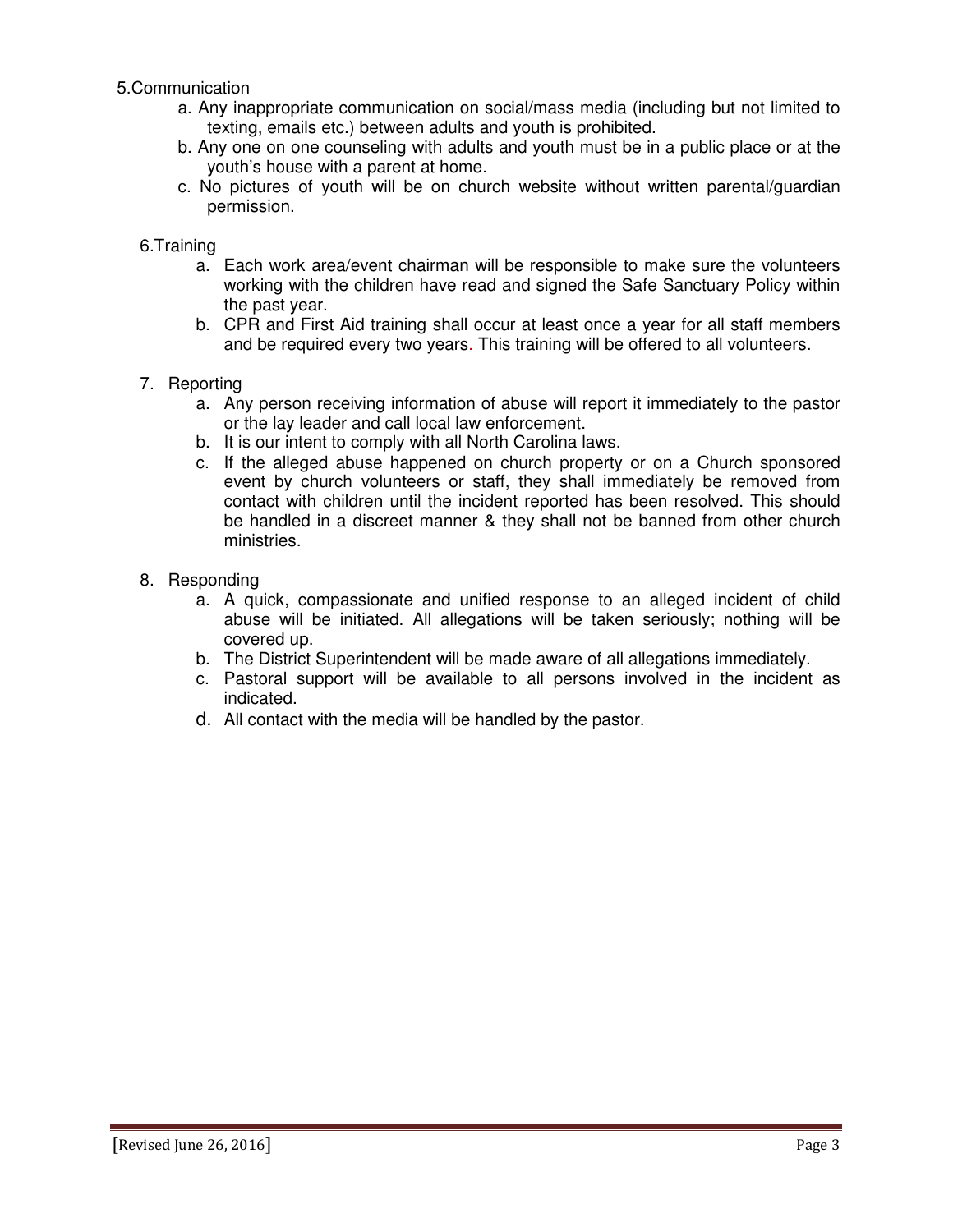5. Communication

   a. Any inappropriate communication on social/mass media (including but not limited to texting, emails etc.) between adults and youth is prohibited.

   b. Any one on one counseling with adults and youth must be in a public place or at the youth's house with a parent at home.

   c. No pictures of youth will be on church website without written parental/guardian permission.

6. Training

   a. Each work area/event chairman will be responsible to make sure the volunteers working with the children have read and signed the Safe Sanctuary Policy within the past year.

   b. CPR and First Aid training shall occur at least once a year for all staff members and be required every two years. This training will be offered to all volunteers.

7. Reporting

   a. Any person receiving information of abuse will report it immediately to the pastor or the lay leader and call local law enforcement.

   b. It is our intent to comply with all North Carolina laws.

   c. If the alleged abuse happened on church property or on a Church sponsored event by church volunteers or staff, they shall immediately be removed from contact with children until the incident reported has been resolved. This should be handled in a discreet manner & they shall not be banned from other church ministries.

8. Responding

   a. A quick, compassionate and unified response to an alleged incident of child abuse will be initiated. All allegations will be taken seriously; nothing will be covered up.

   b. The District Superintendent will be made aware of all allegations immediately.

   c. Pastoral support will be available to all persons involved in the incident as indicated.

   d. All contact with the media will be handled by the pastor.

[Revised June 26, 2016]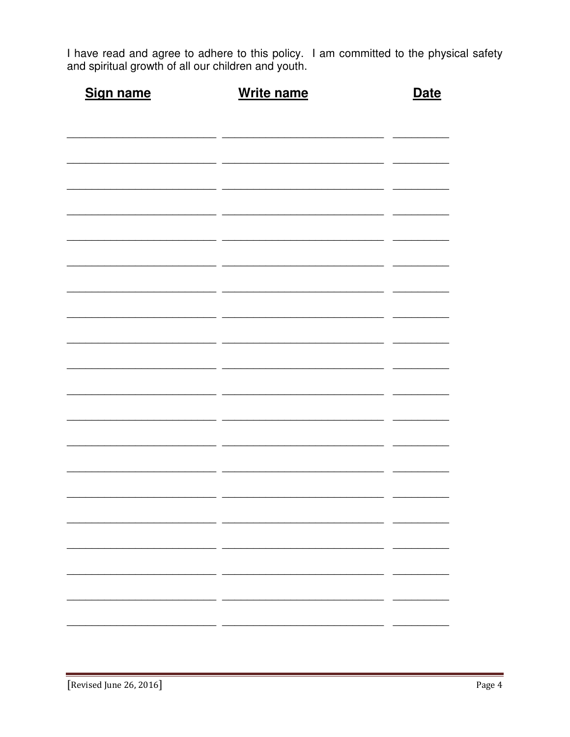I have read and agree to adhere to this policy. I am committed to the physical safety and spiritual growth of all our children and youth.

| Sign name | Write name | Date |
| --- | --- | --- |
| | | |
| | | |
| | | |
| | | |
| | | |
| | | |
| | | |
| | | |
| | | |
| | | |
| | | |
| | | |
| | | |
| | | |
| | | |
| | | |
| | | |
| | | |
| | | |
| | | |

[Revised June 26, 2016]